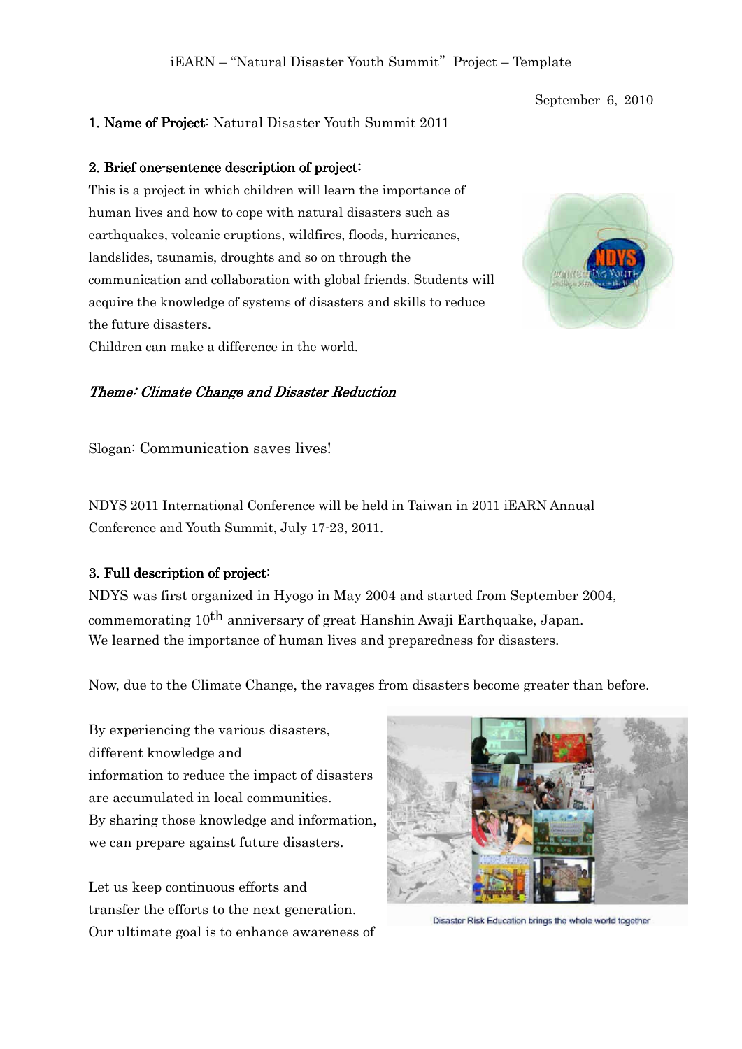iEARN – "Natural Disaster Youth Summit" Project – Template

September 6, 2010

**1. Name of Project**: Natural Disaster Youth Summit 2011

**2. Brief one-sentence description of project:**

This is a project in which children will learn the importance of human lives and how to cope with natural disasters such as earthquakes, volcanic eruptions, wildfires, floods, hurricanes, landslides, tsunamis, droughts and so on through the communication and collaboration with global friends. Students will acquire the knowledge of systems of disasters and skills to reduce the future disasters.

Children can make a difference in the world.

***Theme: Climate Change and Disaster Reduction***

Slogan: Communication saves lives!

NDYS 2011 International Conference will be held in Taiwan in 2011 iEARN Annual Conference and Youth Summit, July 17-23, 2011.

**3. Full description of project:**

NDYS was first organized in Hyogo in May 2004 and started from September 2004, commemorating 10th anniversary of great Hanshin Awaji Earthquake, Japan. We learned the importance of human lives and preparedness for disasters.

Now, due to the Climate Change, the ravages from disasters become greater than before.

By experiencing the various disasters, different knowledge and information to reduce the impact of disasters are accumulated in local communities. By sharing those knowledge and information, we can prepare against future disasters.

Let us keep continuous efforts and transfer the efforts to the next generation. Our ultimate goal is to enhance awareness of

Disaster Risk Education brings the whole world together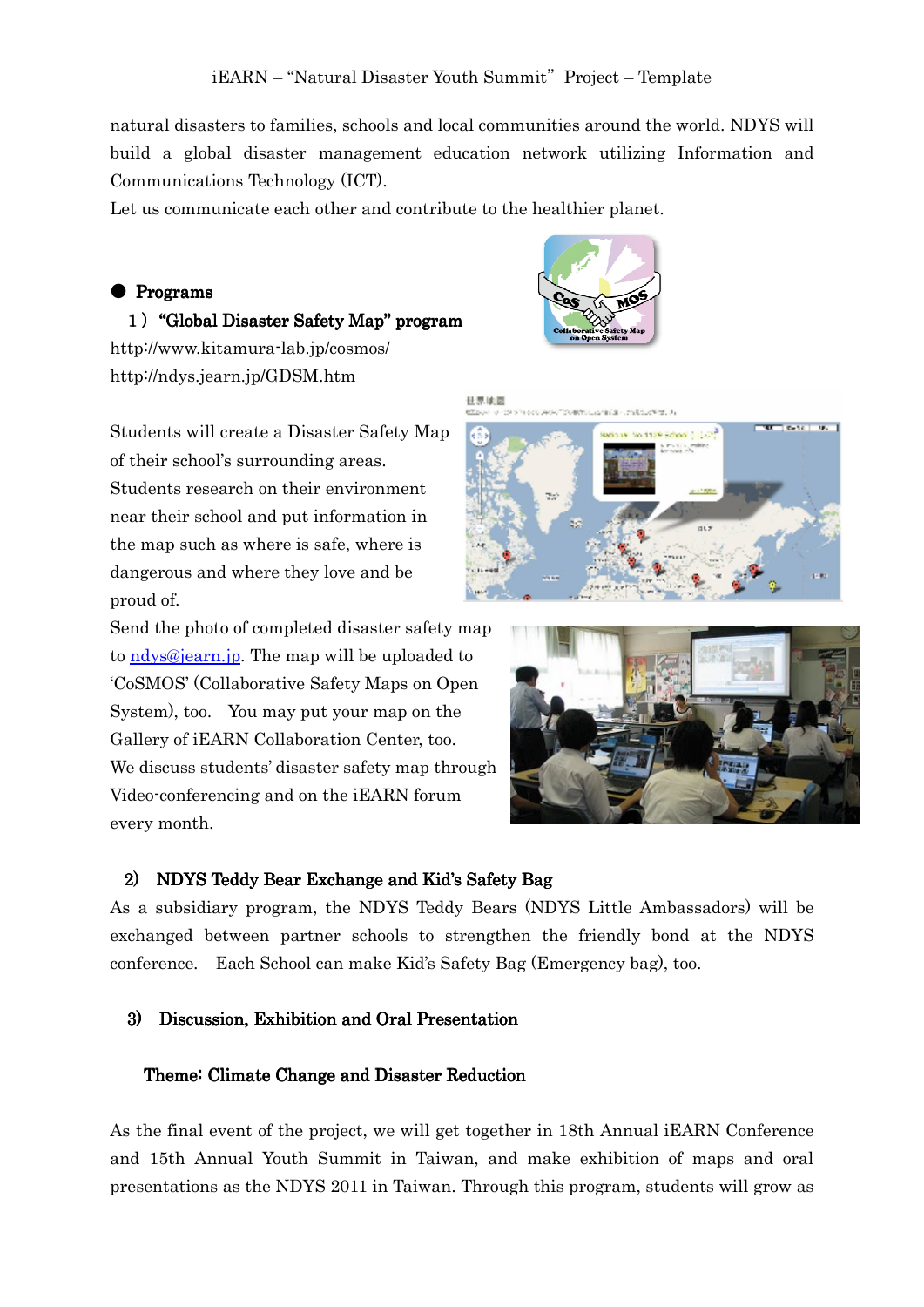natural disasters to families, schools and local communities around the world. NDYS will build a global disaster management education network utilizing Information and Communications Technology (ICT).
Let us communicate each other and contribute to the healthier planet.

## ● Programs

### 1）"Global Disaster Safety Map" program

http://www.kitamura-lab.jp/cosmos/
http://ndys.jearn.jp/GDSM.htm

Students will create a Disaster Safety Map of their school's surrounding areas. Students research on their environment near their school and put information in the map such as where is safe, where is dangerous and where they love and be proud of.
Send the photo of completed disaster safety map to ndys@jearn.jp. The map will be uploaded to 'CoSMOS' (Collaborative Safety Maps on Open System), too. You may put your map on the Gallery of iEARN Collaboration Center, too.
We discuss students' disaster safety map through Video-conferencing and on the iEARN forum every month.

### 2) NDYS Teddy Bear Exchange and Kid's Safety Bag

As a subsidiary program, the NDYS Teddy Bears (NDYS Little Ambassadors) will be exchanged between partner schools to strengthen the friendly bond at the NDYS conference. Each School can make Kid's Safety Bag (Emergency bag), too.

### 3) Discussion, Exhibition and Oral Presentation

**Theme: Climate Change and Disaster Reduction**

As the final event of the project, we will get together in 18th Annual iEARN Conference and 15th Annual Youth Summit in Taiwan, and make exhibition of maps and oral presentations as the NDYS 2011 in Taiwan. Through this program, students will grow as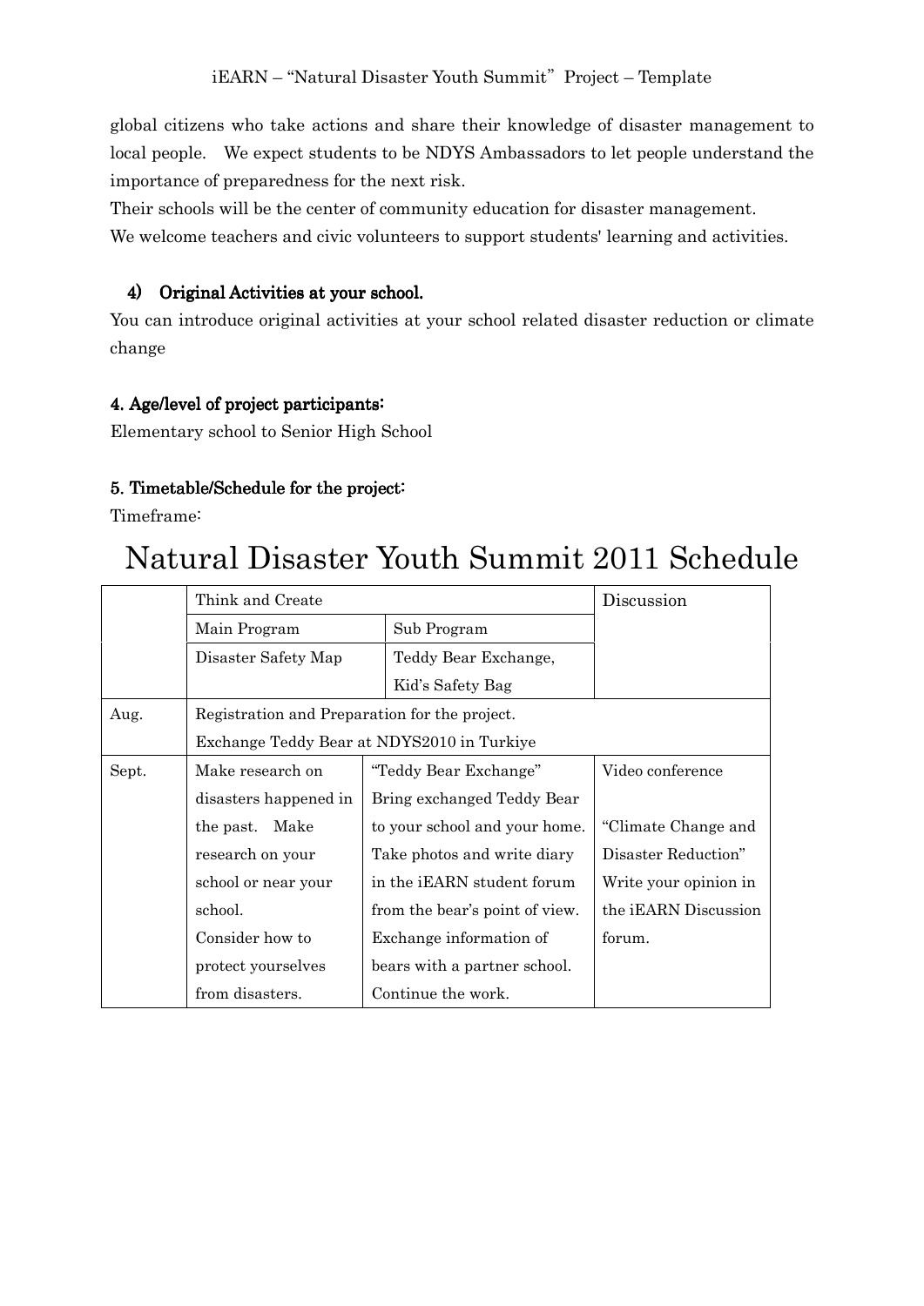global citizens who take actions and share their knowledge of disaster management to local people. We expect students to be NDYS Ambassadors to let people understand the importance of preparedness for the next risk.

Their schools will be the center of community education for disaster management.

We welcome teachers and civic volunteers to support students' learning and activities.

### 4) Original Activities at your school.

You can introduce original activities at your school related disaster reduction or climate change

### 4. Age/level of project participants:

Elementary school to Senior High School

### 5. Timetable/Schedule for the project:

Timeframe:

# Natural Disaster Youth Summit 2011 Schedule

| | Think and Create | | Discussion |
|---|---|---|---|
| | Main Program | Sub Program | |
| | Disaster Safety Map | Teddy Bear Exchange, Kid's Safety Bag | |
| Aug. | Registration and Preparation for the project. Exchange Teddy Bear at NDYS2010 in Turkiye | | |
| Sept. | Make research on disasters happened in the past. Make research on your school or near your school. Consider how to protect yourselves from disasters. | "Teddy Bear Exchange" Bring exchanged Teddy Bear to your school and your home. Take photos and write diary in the iEARN student forum from the bear's point of view. Exchange information of bears with a partner school. Continue the work. | Video conference "Climate Change and Disaster Reduction" Write your opinion in the iEARN Discussion forum. |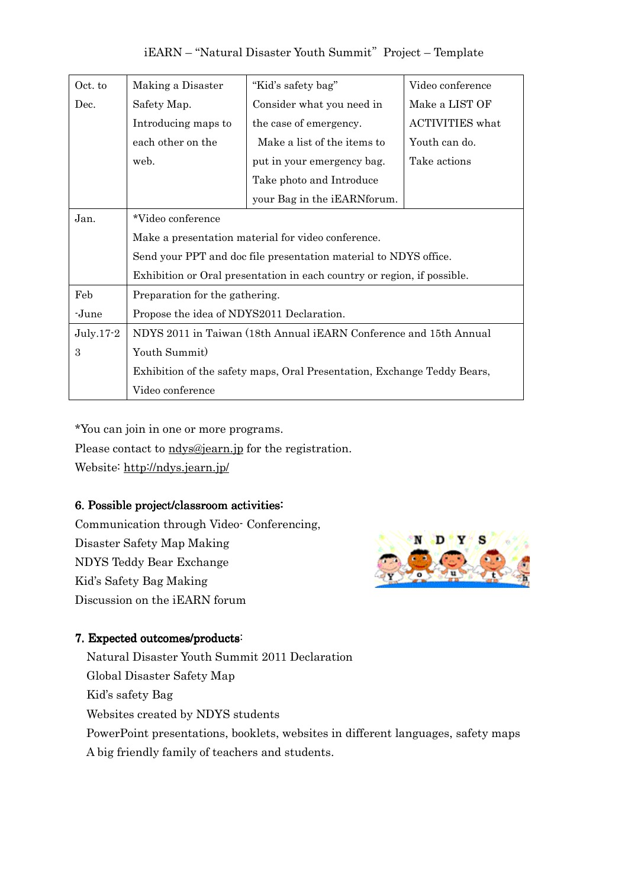iEARN – "Natural Disaster Youth Summit" Project – Template

| | | | |
|---|---|---|---|
| Oct. to Dec. | Making a Disaster Safety Map. Introducing maps to each other on the web. | "Kid's safety bag" Consider what you need in the case of emergency. Make a list of the items to put in your emergency bag. Take photo and Introduce your Bag in the iEARNforum. | Video conference Make a LIST OF ACTIVITIES what Youth can do. Take actions |
| Jan. | *Video conference Make a presentation material for video conference. Send your PPT and doc file presentation material to NDYS office. Exhibition or Oral presentation in each country or region, if possible. | | |
| Feb -June | Preparation for the gathering. Propose the idea of NDYS2011 Declaration. | | |
| July.17-23 | NDYS 2011 in Taiwan (18th Annual iEARN Conference and 15th Annual Youth Summit) Exhibition of the safety maps, Oral Presentation, Exchange Teddy Bears, Video conference | | |

*You can join in one or more programs.
Please contact to ndys@jearn.jp for the registration.
Website: http://ndys.jearn.jp/

## 6. Possible project/classroom activities:

Communication through Video- Conferencing,
Disaster Safety Map Making
NDYS Teddy Bear Exchange
Kid's Safety Bag Making
Discussion on the iEARN forum

## 7. Expected outcomes/products:

Natural Disaster Youth Summit 2011 Declaration
Global Disaster Safety Map
Kid's safety Bag
Websites created by NDYS students
PowerPoint presentations, booklets, websites in different languages, safety maps
A big friendly family of teachers and students.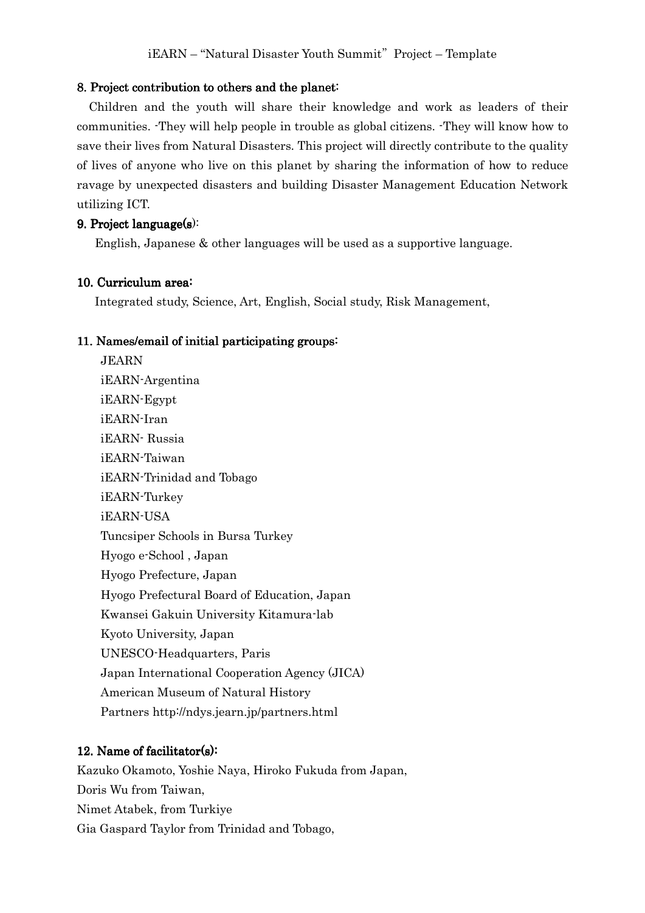### 8. Project contribution to others and the planet:

Children and the youth will share their knowledge and work as leaders of their communities. -They will help people in trouble as global citizens. -They will know how to save their lives from Natural Disasters. This project will directly contribute to the quality of lives of anyone who live on this planet by sharing the information of how to reduce ravage by unexpected disasters and building Disaster Management Education Network utilizing ICT.

### 9. Project language(s):

English, Japanese & other languages will be used as a supportive language.

### 10. Curriculum area:

Integrated study, Science, Art, English, Social study, Risk Management,

### 11. Names/email of initial participating groups:

JEARN
iEARN-Argentina
iEARN-Egypt
iEARN-Iran
iEARN- Russia
iEARN-Taiwan
iEARN-Trinidad and Tobago
iEARN-Turkey
iEARN-USA
Tuncsiper Schools in Bursa Turkey
Hyogo e-School , Japan
Hyogo Prefecture, Japan
Hyogo Prefectural Board of Education, Japan
Kwansei Gakuin University Kitamura-lab
Kyoto University, Japan
UNESCO-Headquarters, Paris
Japan International Cooperation Agency (JICA)
American Museum of Natural History
Partners http://ndys.jearn.jp/partners.html

### 12. Name of facilitator(s):

Kazuko Okamoto, Yoshie Naya, Hiroko Fukuda from Japan,
Doris Wu from Taiwan,
Nimet Atabek, from Turkiye
Gia Gaspard Taylor from Trinidad and Tobago,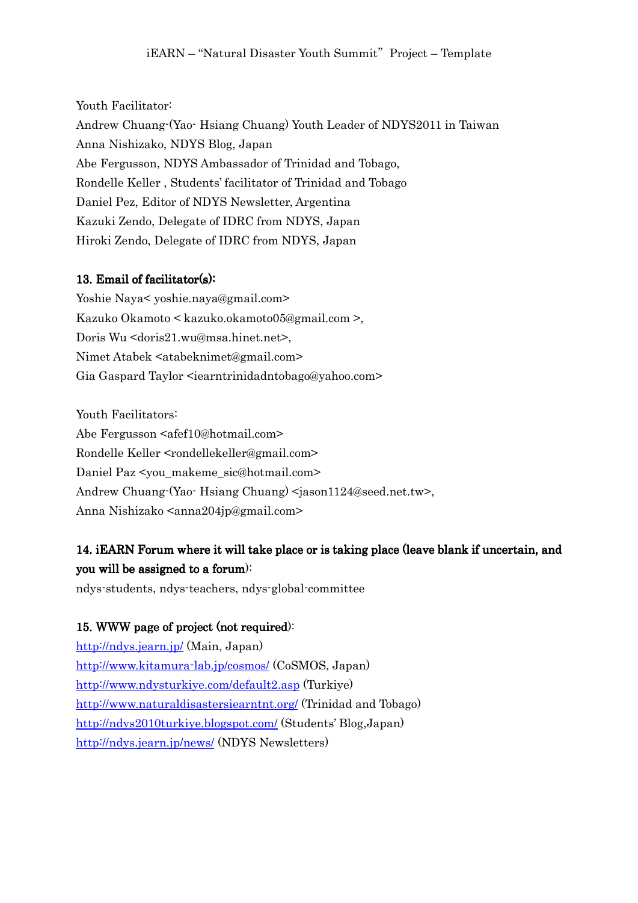Youth Facilitator:

Andrew Chuang-(Yao- Hsiang Chuang) Youth Leader of NDYS2011 in Taiwan
Anna Nishizako, NDYS Blog, Japan
Abe Fergusson, NDYS Ambassador of Trinidad and Tobago,
Rondelle Keller , Students' facilitator of Trinidad and Tobago
Daniel Pez, Editor of NDYS Newsletter, Argentina
Kazuki Zendo, Delegate of IDRC from NDYS, Japan
Hiroki Zendo, Delegate of IDRC from NDYS, Japan

**13. Email of facilitator(s):**

Yoshie Naya< yoshie.naya@gmail.com>
Kazuko Okamoto < kazuko.okamoto05@gmail.com >,
Doris Wu <doris21.wu@msa.hinet.net>,
Nimet Atabek <atabeknimet@gmail.com>
Gia Gaspard Taylor <iearntrinidadntobago@yahoo.com>

Youth Facilitators:

Abe Fergusson <afef10@hotmail.com>
Rondelle Keller <rondellekeller@gmail.com>
Daniel Paz <you_makeme_sic@hotmail.com>
Andrew Chuang-(Yao- Hsiang Chuang) <jason1124@seed.net.tw>,
Anna Nishizako <anna204jp@gmail.com>

**14. iEARN Forum where it will take place or is taking place (leave blank if uncertain, and you will be assigned to a forum):**

ndys-students, ndys-teachers, ndys-global-committee

**15. WWW page of project (not required):**

http://ndys.jearn.jp/ (Main, Japan)
http://www.kitamura-lab.jp/cosmos/ (CoSMOS, Japan)
http://www.ndysturkiye.com/default2.asp (Turkiye)
http://www.naturaldisastersiearntnt.org/ (Trinidad and Tobago)
http://ndys2010turkiye.blogspot.com/ (Students' Blog,Japan)
http://ndys.jearn.jp/news/ (NDYS Newsletters)